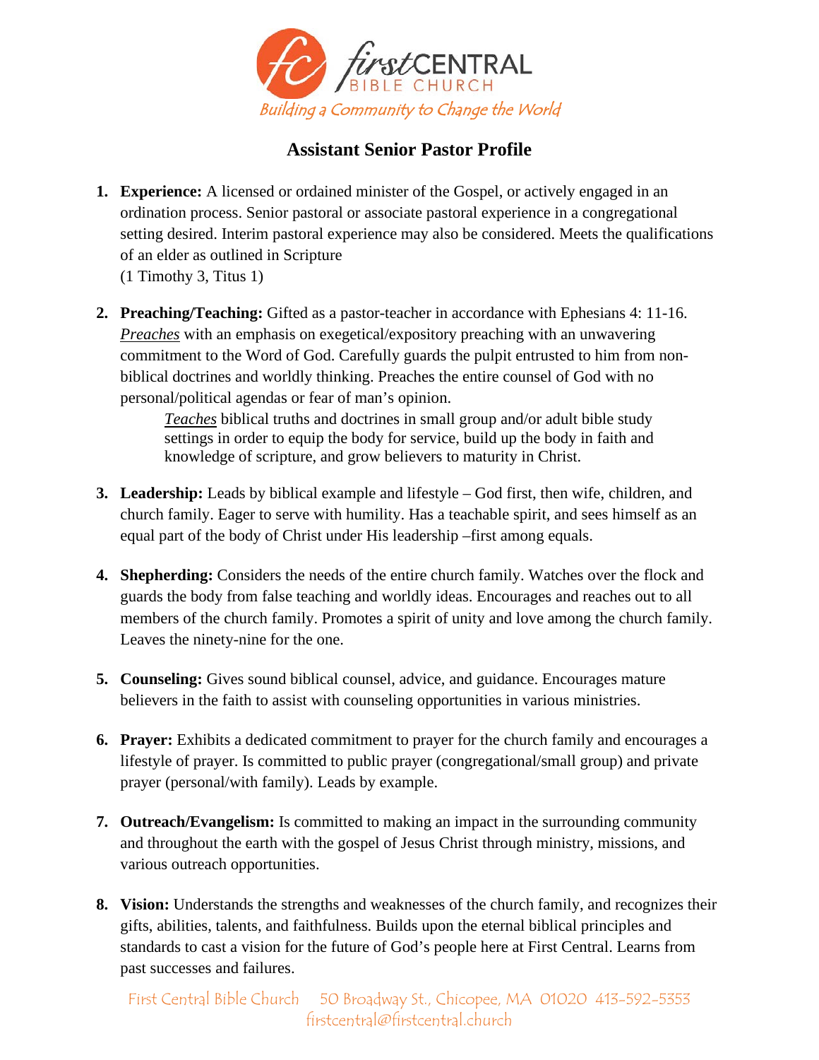firstCENTRAL BIBLE CHURCH

*Building a Community to Change the World*

## Assistant Senior Pastor Profile

1. **Experience:** A licensed or ordained minister of the Gospel, or actively engaged in an ordination process. Senior pastoral or associate pastoral experience in a congregational setting desired. Interim pastoral experience may also be considered. Meets the qualifications of an elder as outlined in Scripture
(1 Timothy 3, Titus 1)

2. **Preaching/Teaching:** Gifted as a pastor-teacher in accordance with Ephesians 4: 11-16. ***Preaches*** with an emphasis on exegetical/expository preaching with an unwavering commitment to the Word of God. Carefully guards the pulpit entrusted to him from non-biblical doctrines and worldly thinking. Preaches the entire counsel of God with no personal/political agendas or fear of man's opinion.

   ***Teaches*** biblical truths and doctrines in small group and/or adult bible study settings in order to equip the body for service, build up the body in faith and knowledge of scripture, and grow believers to maturity in Christ.

3. **Leadership:** Leads by biblical example and lifestyle – God first, then wife, children, and church family. Eager to serve with humility. Has a teachable spirit, and sees himself as an equal part of the body of Christ under His leadership –first among equals.

4. **Shepherding:** Considers the needs of the entire church family. Watches over the flock and guards the body from false teaching and worldly ideas. Encourages and reaches out to all members of the church family. Promotes a spirit of unity and love among the church family. Leaves the ninety-nine for the one.

5. **Counseling:** Gives sound biblical counsel, advice, and guidance. Encourages mature believers in the faith to assist with counseling opportunities in various ministries.

6. **Prayer:** Exhibits a dedicated commitment to prayer for the church family and encourages a lifestyle of prayer. Is committed to public prayer (congregational/small group) and private prayer (personal/with family). Leads by example.

7. **Outreach/Evangelism:** Is committed to making an impact in the surrounding community and throughout the earth with the gospel of Jesus Christ through ministry, missions, and various outreach opportunities.

8. **Vision:** Understands the strengths and weaknesses of the church family, and recognizes their gifts, abilities, talents, and faithfulness. Builds upon the eternal biblical principles and standards to cast a vision for the future of God's people here at First Central. Learns from past successes and failures.

First Central Bible Church 50 Broadway St., Chicopee, MA 01020 413-592-5353
firstcentral@firstcentral.church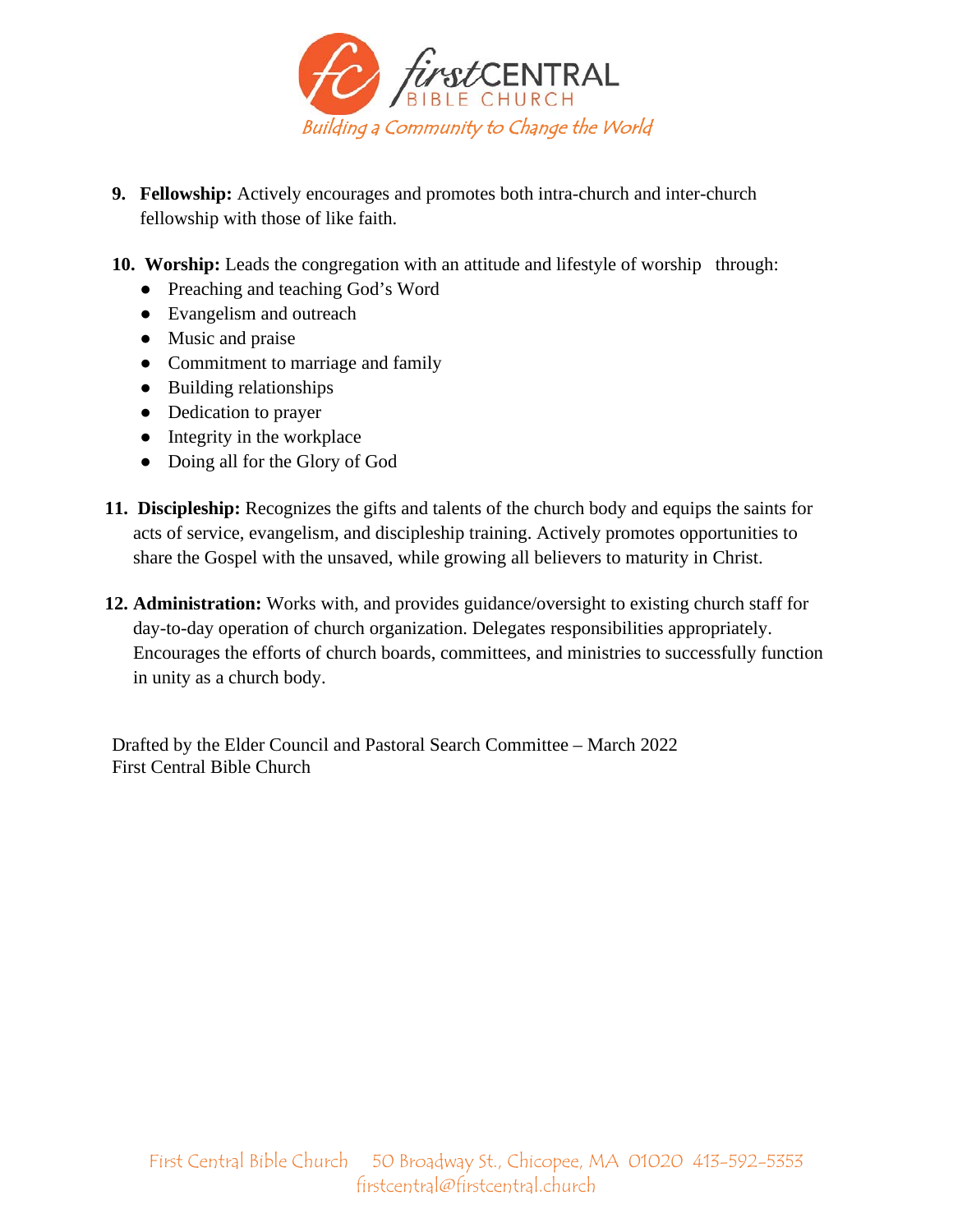9. **Fellowship:** Actively encourages and promotes both intra-church and inter-church fellowship with those of like faith.

10. **Worship:** Leads the congregation with an attitude and lifestyle of worship through:
    - Preaching and teaching God's Word
    - Evangelism and outreach
    - Music and praise
    - Commitment to marriage and family
    - Building relationships
    - Dedication to prayer
    - Integrity in the workplace
    - Doing all for the Glory of God

11. **Discipleship:** Recognizes the gifts and talents of the church body and equips the saints for acts of service, evangelism, and discipleship training. Actively promotes opportunities to share the Gospel with the unsaved, while growing all believers to maturity in Christ.

12. **Administration:** Works with, and provides guidance/oversight to existing church staff for day-to-day operation of church organization. Delegates responsibilities appropriately. Encourages the efforts of church boards, committees, and ministries to successfully function in unity as a church body.

Drafted by the Elder Council and Pastoral Search Committee – March 2022
First Central Bible Church